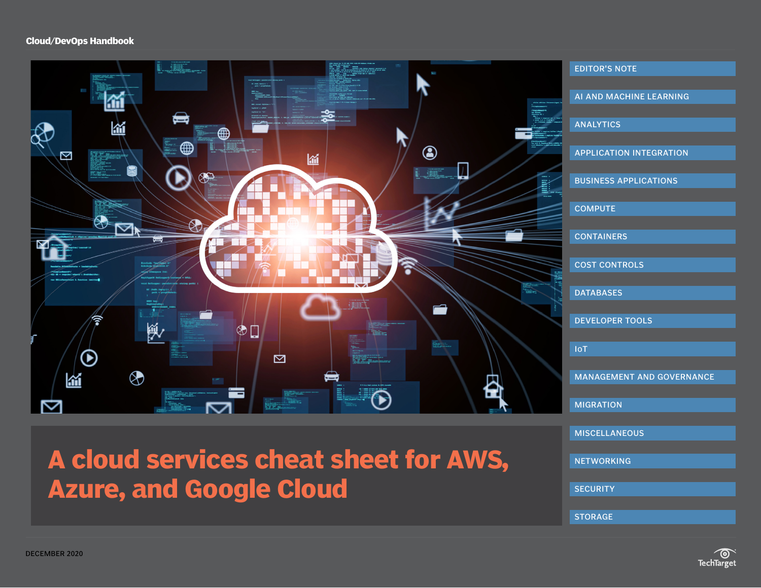Cloud/DevOps Handbook

# A cloud services cheat sheet for AWS, Azure, and Google Cloud

- EDITOR'S NOTE
- AI AND MACHINE LEARNING
- ANALYTICS
- APPLICATION INTEGRATION
- BUSINESS APPLICATIONS
- COMPUTE
- CONTAINERS
- COST CONTROLS
- DATABASES
- DEVELOPER TOOLS
- IoT
- MANAGEMENT AND GOVERNANCE
- MIGRATION
- MISCELLANEOUS
- NETWORKING
- SECURITY
- STORAGE

DECEMBER 2020

TechTarget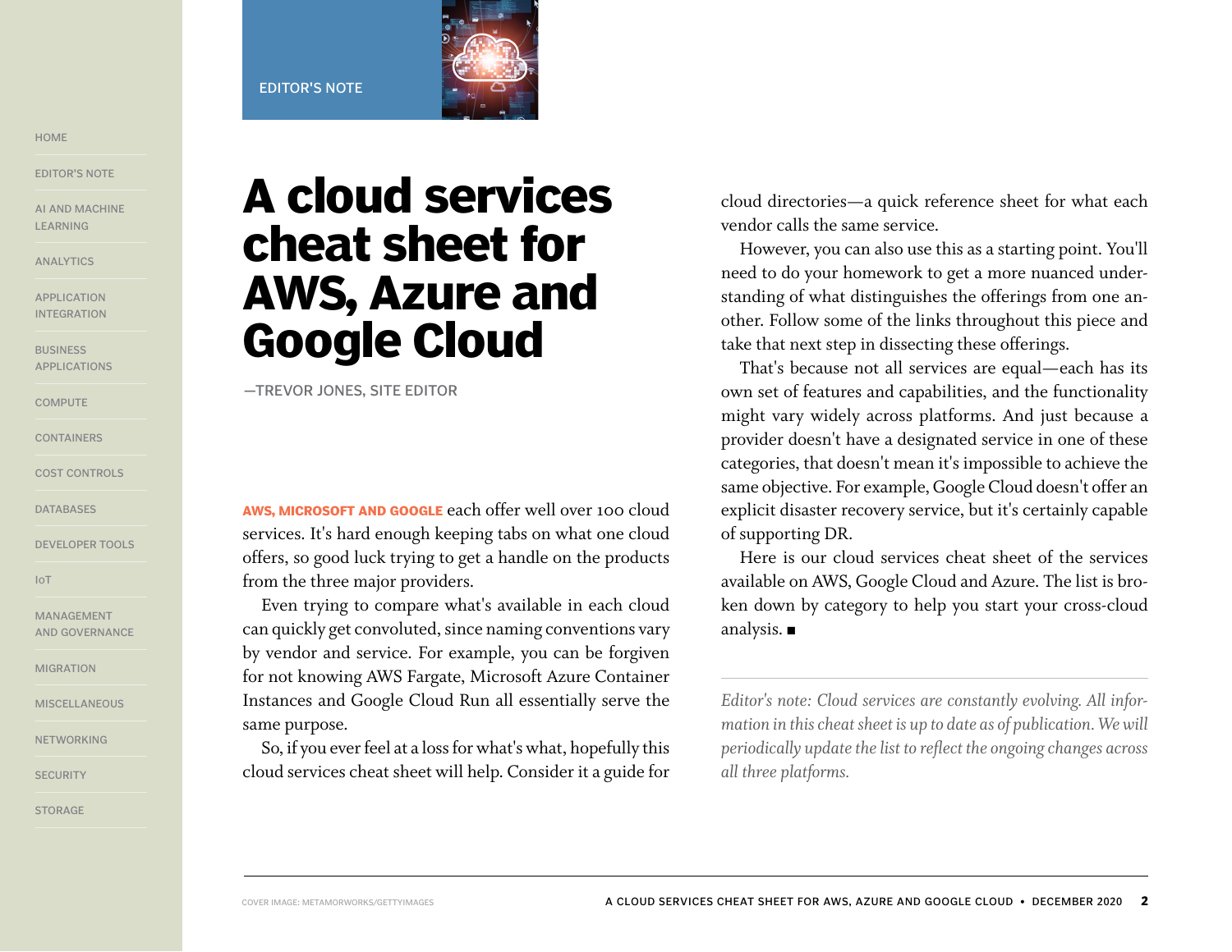EDITOR'S NOTE

# A cloud services cheat sheet for AWS, Azure and Google Cloud

—TREVOR JONES, SITE EDITOR

**AWS, MICROSOFT AND GOOGLE** each offer well over 100 cloud services. It's hard enough keeping tabs on what one cloud offers, so good luck trying to get a handle on the products from the three major providers.

Even trying to compare what's available in each cloud can quickly get convoluted, since naming conventions vary by vendor and service. For example, you can be forgiven for not knowing AWS Fargate, Microsoft Azure Container Instances and Google Cloud Run all essentially serve the same purpose.

So, if you ever feel at a loss for what's what, hopefully this cloud services cheat sheet will help. Consider it a guide for cloud directories—a quick reference sheet for what each vendor calls the same service.

However, you can also use this as a starting point. You'll need to do your homework to get a more nuanced understanding of what distinguishes the offerings from one another. Follow some of the links throughout this piece and take that next step in dissecting these offerings.

That's because not all services are equal—each has its own set of features and capabilities, and the functionality might vary widely across platforms. And just because a provider doesn't have a designated service in one of these categories, that doesn't mean it's impossible to achieve the same objective. For example, Google Cloud doesn't offer an explicit disaster recovery service, but it's certainly capable of supporting DR.

Here is our cloud services cheat sheet of the services available on AWS, Google Cloud and Azure. The list is broken down by category to help you start your cross-cloud analysis. ■

---

*Editor's note: Cloud services are constantly evolving. All information in this cheat sheet is up to date as of publication. We will periodically update the list to reflect the ongoing changes across all three platforms.*

COVER IMAGE: METAMORWORKS/GETTYIMAGES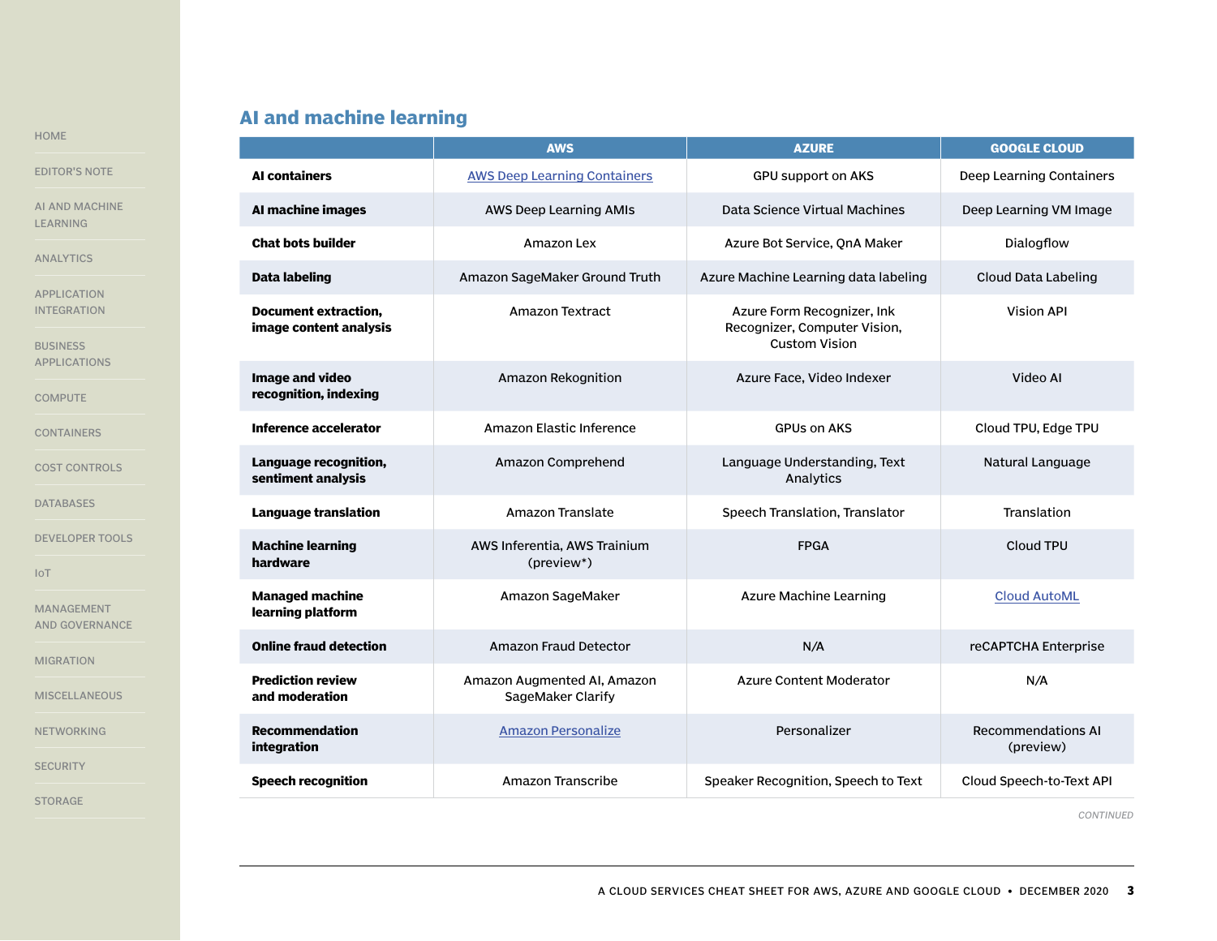## AI and machine learning

| | AWS | AZURE | GOOGLE CLOUD |
|---|---|---|---|
| **AI containers** | AWS Deep Learning Containers | GPU support on AKS | Deep Learning Containers |
| **AI machine images** | AWS Deep Learning AMIs | Data Science Virtual Machines | Deep Learning VM Image |
| **Chat bots builder** | Amazon Lex | Azure Bot Service, QnA Maker | Dialogflow |
| **Data labeling** | Amazon SageMaker Ground Truth | Azure Machine Learning data labeling | Cloud Data Labeling |
| **Document extraction, image content analysis** | Amazon Textract | Azure Form Recognizer, Ink Recognizer, Computer Vision, Custom Vision | Vision API |
| **Image and video recognition, indexing** | Amazon Rekognition | Azure Face, Video Indexer | Video AI |
| **Inference accelerator** | Amazon Elastic Inference | GPUs on AKS | Cloud TPU, Edge TPU |
| **Language recognition, sentiment analysis** | Amazon Comprehend | Language Understanding, Text Analytics | Natural Language |
| **Language translation** | Amazon Translate | Speech Translation, Translator | Translation |
| **Machine learning hardware** | AWS Inferentia, AWS Trainium (preview*) | FPGA | Cloud TPU |
| **Managed machine learning platform** | Amazon SageMaker | Azure Machine Learning | Cloud AutoML |
| **Online fraud detection** | Amazon Fraud Detector | N/A | reCAPTCHA Enterprise |
| **Prediction review and moderation** | Amazon Augmented AI, Amazon SageMaker Clarify | Azure Content Moderator | N/A |
| **Recommendation integration** | Amazon Personalize | Personalizer | Recommendations AI (preview) |
| **Speech recognition** | Amazon Transcribe | Speaker Recognition, Speech to Text | Cloud Speech-to-Text API |

*CONTINUED*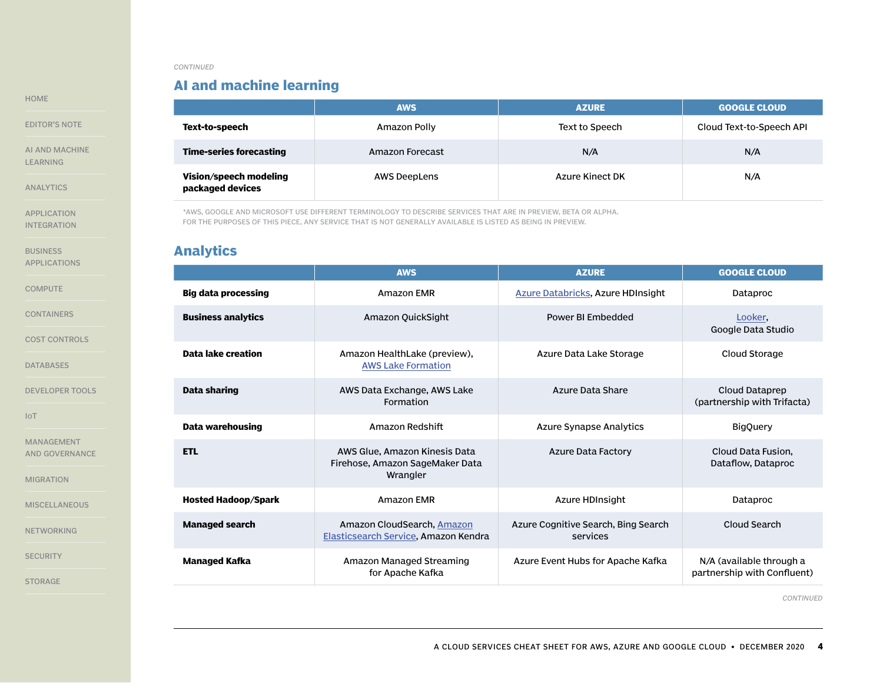*CONTINUED*

## AI and machine learning

| | AWS | AZURE | GOOGLE CLOUD |
|---|---|---|---|
| **Text-to-speech** | Amazon Polly | Text to Speech | Cloud Text-to-Speech API |
| **Time-series forecasting** | Amazon Forecast | N/A | N/A |
| **Vision/speech modeling packaged devices** | AWS DeepLens | Azure Kinect DK | N/A |

*AWS, GOOGLE AND MICROSOFT USE DIFFERENT TERMINOLOGY TO DESCRIBE SERVICES THAT ARE IN PREVIEW, BETA OR ALPHA. FOR THE PURPOSES OF THIS PIECE, ANY SERVICE THAT IS NOT GENERALLY AVAILABLE IS LISTED AS BEING IN PREVIEW.

## Analytics

| | AWS | AZURE | GOOGLE CLOUD |
|---|---|---|---|
| **Big data processing** | Amazon EMR | Azure Databricks, Azure HDInsight | Dataproc |
| **Business analytics** | Amazon QuickSight | Power BI Embedded | Looker, Google Data Studio |
| **Data lake creation** | Amazon HealthLake (preview), AWS Lake Formation | Azure Data Lake Storage | Cloud Storage |
| **Data sharing** | AWS Data Exchange, AWS Lake Formation | Azure Data Share | Cloud Dataprep (partnership with Trifacta) |
| **Data warehousing** | Amazon Redshift | Azure Synapse Analytics | BigQuery |
| **ETL** | AWS Glue, Amazon Kinesis Data Firehose, Amazon SageMaker Data Wrangler | Azure Data Factory | Cloud Data Fusion, Dataflow, Dataproc |
| **Hosted Hadoop/Spark** | Amazon EMR | Azure HDInsight | Dataproc |
| **Managed search** | Amazon CloudSearch, Amazon Elasticsearch Service, Amazon Kendra | Azure Cognitive Search, Bing Search services | Cloud Search |
| **Managed Kafka** | Amazon Managed Streaming for Apache Kafka | Azure Event Hubs for Apache Kafka | N/A (available through a partnership with Confluent) |

*CONTINUED*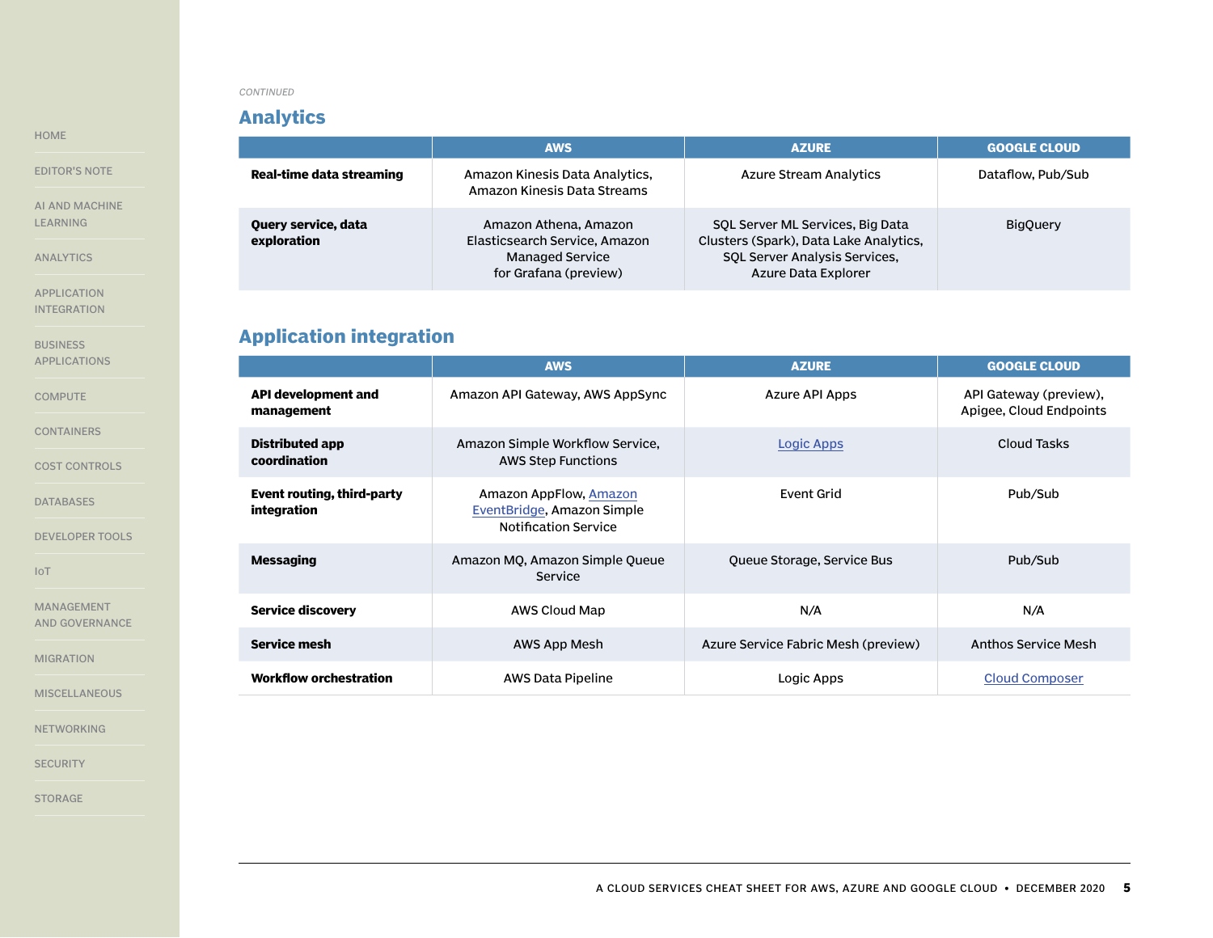*CONTINUED*

## Analytics

| | AWS | AZURE | GOOGLE CLOUD |
|---|---|---|---|
| **Real-time data streaming** | Amazon Kinesis Data Analytics, Amazon Kinesis Data Streams | Azure Stream Analytics | Dataflow, Pub/Sub |
| **Query service, data exploration** | Amazon Athena, Amazon Elasticsearch Service, Amazon Managed Service for Grafana (preview) | SQL Server ML Services, Big Data Clusters (Spark), Data Lake Analytics, SQL Server Analysis Services, Azure Data Explorer | BigQuery |

## Application integration

| | AWS | AZURE | GOOGLE CLOUD |
|---|---|---|---|
| **API development and management** | Amazon API Gateway, AWS AppSync | Azure API Apps | API Gateway (preview), Apigee, Cloud Endpoints |
| **Distributed app coordination** | Amazon Simple Workflow Service, AWS Step Functions | Logic Apps | Cloud Tasks |
| **Event routing, third-party integration** | Amazon AppFlow, Amazon EventBridge, Amazon Simple Notification Service | Event Grid | Pub/Sub |
| **Messaging** | Amazon MQ, Amazon Simple Queue Service | Queue Storage, Service Bus | Pub/Sub |
| **Service discovery** | AWS Cloud Map | N/A | N/A |
| **Service mesh** | AWS App Mesh | Azure Service Fabric Mesh (preview) | Anthos Service Mesh |
| **Workflow orchestration** | AWS Data Pipeline | Logic Apps | Cloud Composer |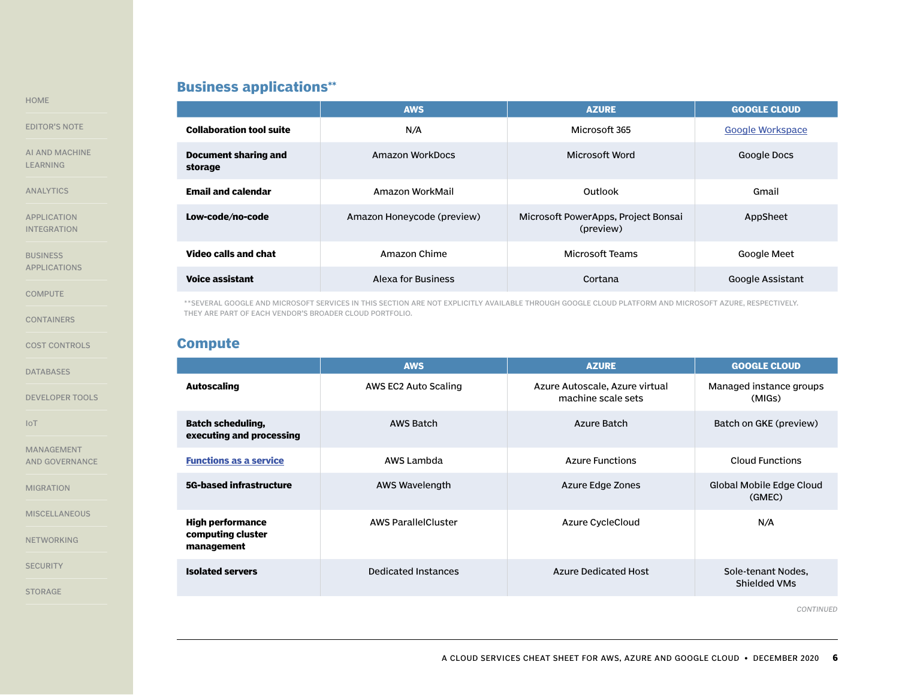## Business applications**

| | AWS | AZURE | GOOGLE CLOUD |
|---|---|---|---|
| **Collaboration tool suite** | N/A | Microsoft 365 | Google Workspace |
| **Document sharing and storage** | Amazon WorkDocs | Microsoft Word | Google Docs |
| **Email and calendar** | Amazon WorkMail | Outlook | Gmail |
| **Low-code/no-code** | Amazon Honeycode (preview) | Microsoft PowerApps, Project Bonsai (preview) | AppSheet |
| **Video calls and chat** | Amazon Chime | Microsoft Teams | Google Meet |
| **Voice assistant** | Alexa for Business | Cortana | Google Assistant |

**SEVERAL GOOGLE AND MICROSOFT SERVICES IN THIS SECTION ARE NOT EXPLICITLY AVAILABLE THROUGH GOOGLE CLOUD PLATFORM AND MICROSOFT AZURE, RESPECTIVELY. THEY ARE PART OF EACH VENDOR'S BROADER CLOUD PORTFOLIO.

## Compute

| | AWS | AZURE | GOOGLE CLOUD |
|---|---|---|---|
| **Autoscaling** | AWS EC2 Auto Scaling | Azure Autoscale, Azure virtual machine scale sets | Managed instance groups (MIGs) |
| **Batch scheduling, executing and processing** | AWS Batch | Azure Batch | Batch on GKE (preview) |
| **Functions as a service** | AWS Lambda | Azure Functions | Cloud Functions |
| **5G-based infrastructure** | AWS Wavelength | Azure Edge Zones | Global Mobile Edge Cloud (GMEC) |
| **High performance computing cluster management** | AWS ParallelCluster | Azure CycleCloud | N/A |
| **Isolated servers** | Dedicated Instances | Azure Dedicated Host | Sole-tenant Nodes, Shielded VMs |

*CONTINUED*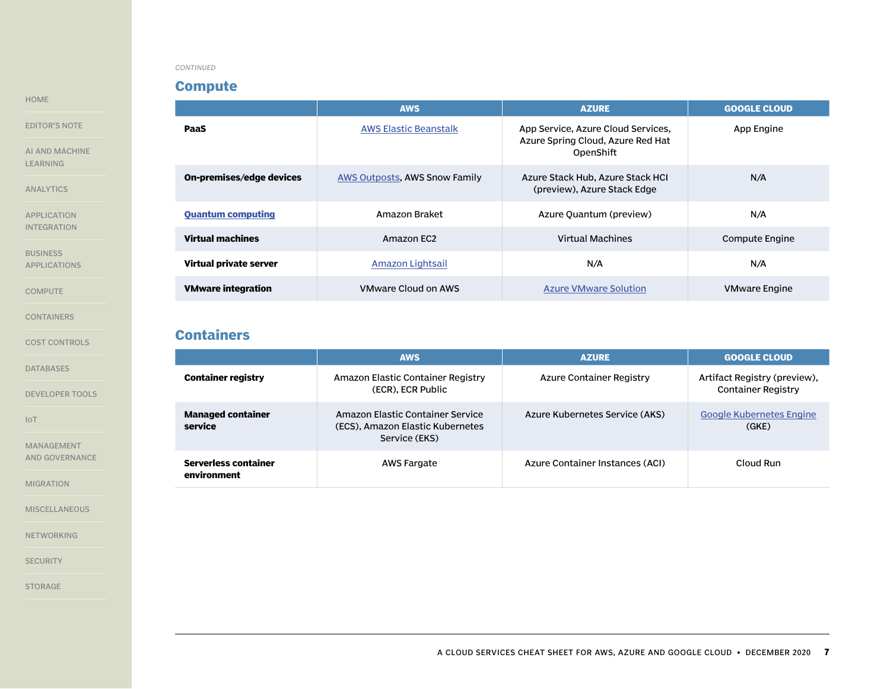*CONTINUED*

## Compute

| | AWS | AZURE | GOOGLE CLOUD |
|---|---|---|---|
| **PaaS** | AWS Elastic Beanstalk | App Service, Azure Cloud Services, Azure Spring Cloud, Azure Red Hat OpenShift | App Engine |
| **On-premises/edge devices** | AWS Outposts, AWS Snow Family | Azure Stack Hub, Azure Stack HCI (preview), Azure Stack Edge | N/A |
| **Quantum computing** | Amazon Braket | Azure Quantum (preview) | N/A |
| **Virtual machines** | Amazon EC2 | Virtual Machines | Compute Engine |
| **Virtual private server** | Amazon Lightsail | N/A | N/A |
| **VMware integration** | VMware Cloud on AWS | Azure VMware Solution | VMware Engine |

## Containers

| | AWS | AZURE | GOOGLE CLOUD |
|---|---|---|---|
| **Container registry** | Amazon Elastic Container Registry (ECR), ECR Public | Azure Container Registry | Artifact Registry (preview), Container Registry |
| **Managed container service** | Amazon Elastic Container Service (ECS), Amazon Elastic Kubernetes Service (EKS) | Azure Kubernetes Service (AKS) | Google Kubernetes Engine (GKE) |
| **Serverless container environment** | AWS Fargate | Azure Container Instances (ACI) | Cloud Run |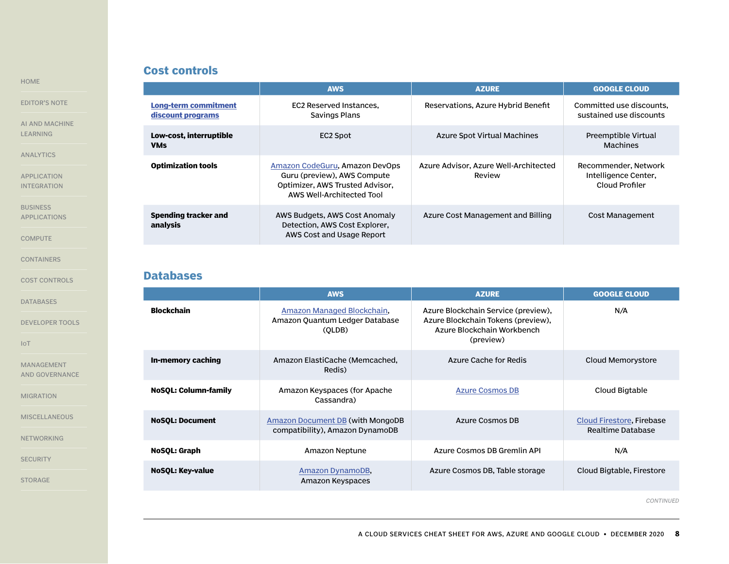## Cost controls

| | AWS | AZURE | GOOGLE CLOUD |
|---|---|---|---|
| **Long-term commitment discount programs** | EC2 Reserved Instances, Savings Plans | Reservations, Azure Hybrid Benefit | Committed use discounts, sustained use discounts |
| **Low-cost, interruptible VMs** | EC2 Spot | Azure Spot Virtual Machines | Preemptible Virtual Machines |
| **Optimization tools** | Amazon CodeGuru, Amazon DevOps Guru (preview), AWS Compute Optimizer, AWS Trusted Advisor, AWS Well-Architected Tool | Azure Advisor, Azure Well-Architected Review | Recommender, Network Intelligence Center, Cloud Profiler |
| **Spending tracker and analysis** | AWS Budgets, AWS Cost Anomaly Detection, AWS Cost Explorer, AWS Cost and Usage Report | Azure Cost Management and Billing | Cost Management |

## Databases

| | AWS | AZURE | GOOGLE CLOUD |
|---|---|---|---|
| **Blockchain** | Amazon Managed Blockchain, Amazon Quantum Ledger Database (QLDB) | Azure Blockchain Service (preview), Azure Blockchain Tokens (preview), Azure Blockchain Workbench (preview) | N/A |
| **In-memory caching** | Amazon ElastiCache (Memcached, Redis) | Azure Cache for Redis | Cloud Memorystore |
| **NoSQL: Column-family** | Amazon Keyspaces (for Apache Cassandra) | Azure Cosmos DB | Cloud Bigtable |
| **NoSQL: Document** | Amazon Document DB (with MongoDB compatibility), Amazon DynamoDB | Azure Cosmos DB | Cloud Firestore, Firebase Realtime Database |
| **NoSQL: Graph** | Amazon Neptune | Azure Cosmos DB Gremlin API | N/A |
| **NoSQL: Key-value** | Amazon DynamoDB, Amazon Keyspaces | Azure Cosmos DB, Table storage | Cloud Bigtable, Firestore |

*CONTINUED*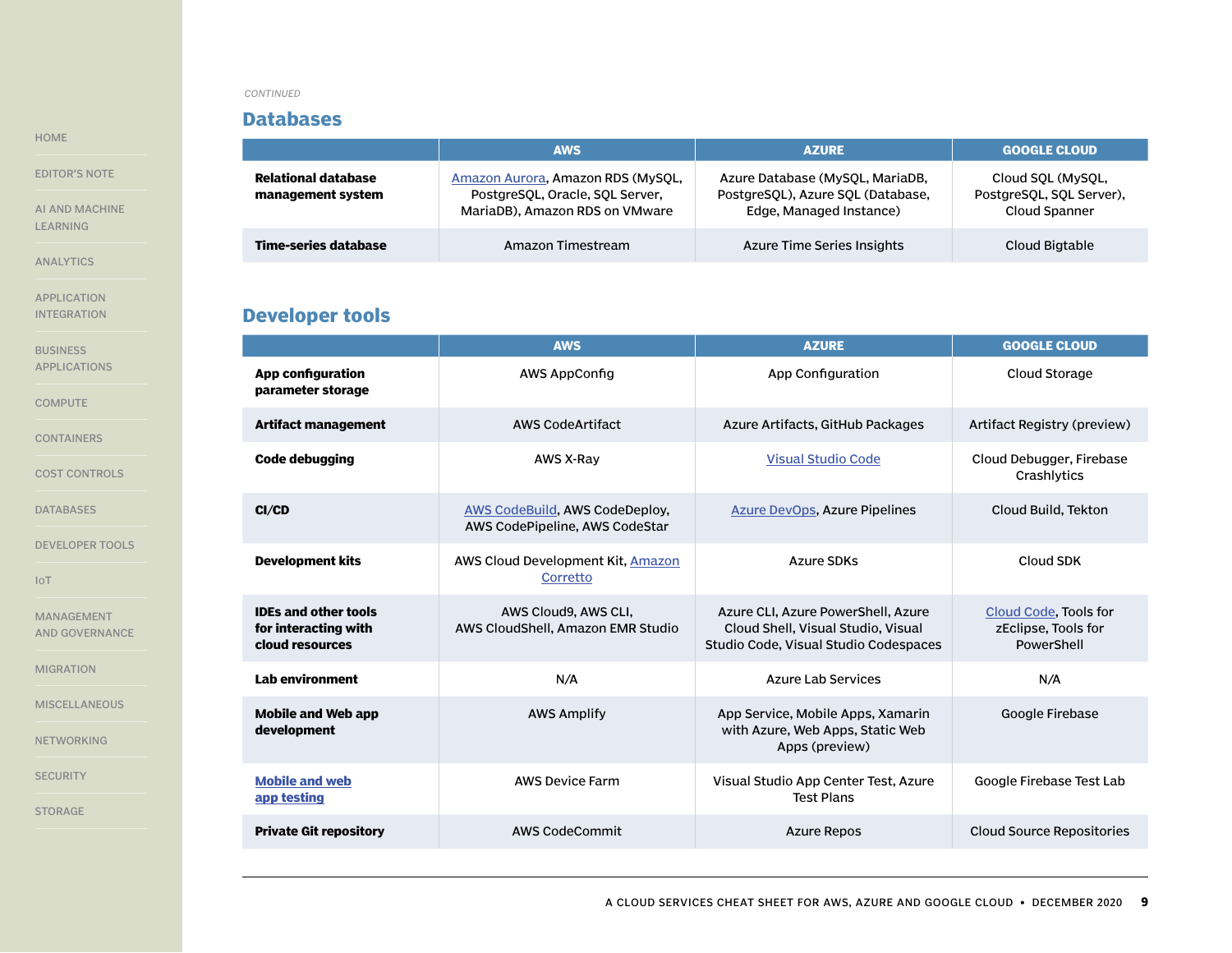*CONTINUED*

## Databases

| | AWS | AZURE | GOOGLE CLOUD |
|---|---|---|---|
| **Relational database management system** | Amazon Aurora, Amazon RDS (MySQL, PostgreSQL, Oracle, SQL Server, MariaDB), Amazon RDS on VMware | Azure Database (MySQL, MariaDB, PostgreSQL), Azure SQL (Database, Edge, Managed Instance) | Cloud SQL (MySQL, PostgreSQL, SQL Server), Cloud Spanner |
| **Time-series database** | Amazon Timestream | Azure Time Series Insights | Cloud Bigtable |

## Developer tools

| | AWS | AZURE | GOOGLE CLOUD |
|---|---|---|---|
| **App configuration parameter storage** | AWS AppConfig | App Configuration | Cloud Storage |
| **Artifact management** | AWS CodeArtifact | Azure Artifacts, GitHub Packages | Artifact Registry (preview) |
| **Code debugging** | AWS X-Ray | Visual Studio Code | Cloud Debugger, Firebase Crashlytics |
| **CI/CD** | AWS CodeBuild, AWS CodeDeploy, AWS CodePipeline, AWS CodeStar | Azure DevOps, Azure Pipelines | Cloud Build, Tekton |
| **Development kits** | AWS Cloud Development Kit, Amazon Corretto | Azure SDKs | Cloud SDK |
| **IDEs and other tools for interacting with cloud resources** | AWS Cloud9, AWS CLI, AWS CloudShell, Amazon EMR Studio | Azure CLI, Azure PowerShell, Azure Cloud Shell, Visual Studio, Visual Studio Code, Visual Studio Codespaces | Cloud Code, Tools for zEclipse, Tools for PowerShell |
| **Lab environment** | N/A | Azure Lab Services | N/A |
| **Mobile and Web app development** | AWS Amplify | App Service, Mobile Apps, Xamarin with Azure, Web Apps, Static Web Apps (preview) | Google Firebase |
| **Mobile and web app testing** | AWS Device Farm | Visual Studio App Center Test, Azure Test Plans | Google Firebase Test Lab |
| **Private Git repository** | AWS CodeCommit | Azure Repos | Cloud Source Repositories |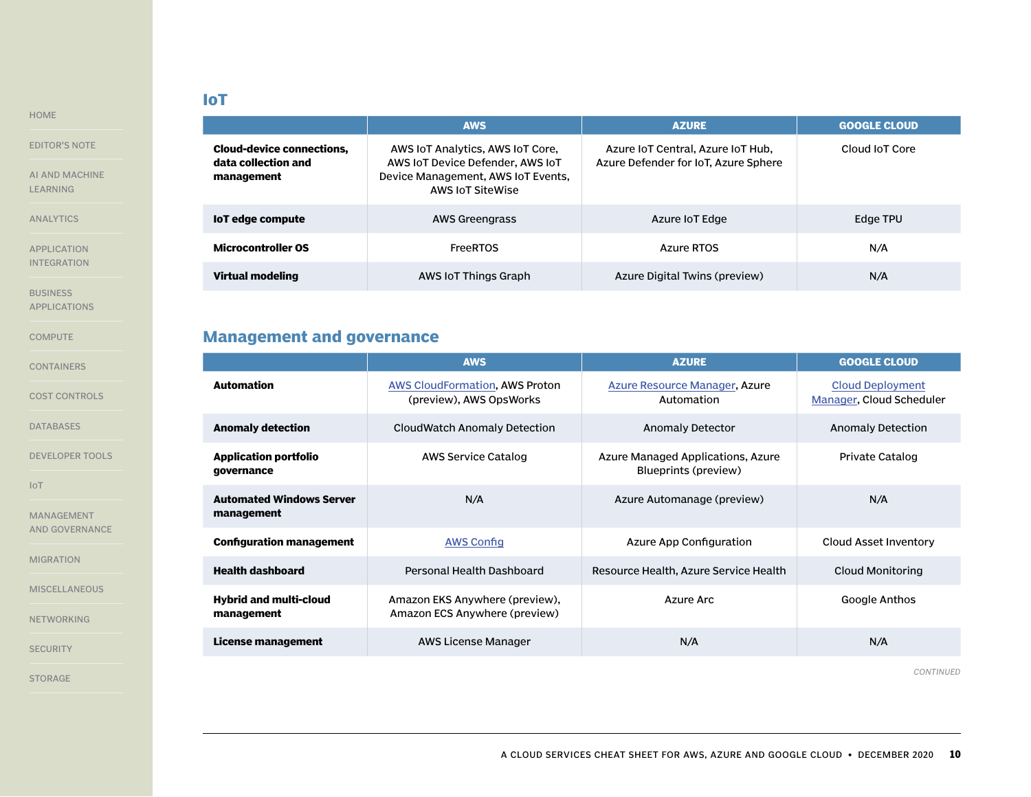## IoT

| | AWS | AZURE | GOOGLE CLOUD |
|---|---|---|---|
| **Cloud-device connections, data collection and management** | AWS IoT Analytics, AWS IoT Core, AWS IoT Device Defender, AWS IoT Device Management, AWS IoT Events, AWS IoT SiteWise | Azure IoT Central, Azure IoT Hub, Azure Defender for IoT, Azure Sphere | Cloud IoT Core |
| **IoT edge compute** | AWS Greengrass | Azure IoT Edge | Edge TPU |
| **Microcontroller OS** | FreeRTOS | Azure RTOS | N/A |
| **Virtual modeling** | AWS IoT Things Graph | Azure Digital Twins (preview) | N/A |

## Management and governance

| | AWS | AZURE | GOOGLE CLOUD |
|---|---|---|---|
| **Automation** | AWS CloudFormation, AWS Proton (preview), AWS OpsWorks | Azure Resource Manager, Azure Automation | Cloud Deployment Manager, Cloud Scheduler |
| **Anomaly detection** | CloudWatch Anomaly Detection | Anomaly Detector | Anomaly Detection |
| **Application portfolio governance** | AWS Service Catalog | Azure Managed Applications, Azure Blueprints (preview) | Private Catalog |
| **Automated Windows Server management** | N/A | Azure Automanage (preview) | N/A |
| **Configuration management** | AWS Config | Azure App Configuration | Cloud Asset Inventory |
| **Health dashboard** | Personal Health Dashboard | Resource Health, Azure Service Health | Cloud Monitoring |
| **Hybrid and multi-cloud management** | Amazon EKS Anywhere (preview), Amazon ECS Anywhere (preview) | Azure Arc | Google Anthos |
| **License management** | AWS License Manager | N/A | N/A |

*CONTINUED*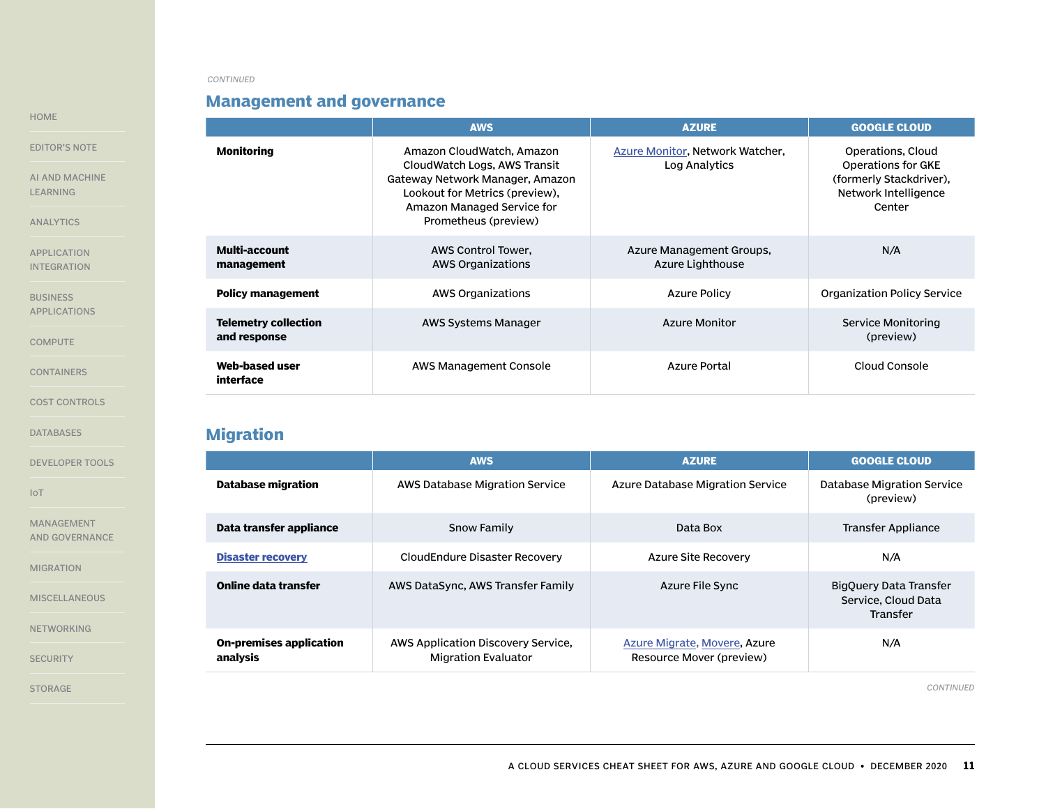*CONTINUED*

## Management and governance

| | AWS | AZURE | GOOGLE CLOUD |
|---|---|---|---|
| **Monitoring** | Amazon CloudWatch, Amazon CloudWatch Logs, AWS Transit Gateway Network Manager, Amazon Lookout for Metrics (preview), Amazon Managed Service for Prometheus (preview) | Azure Monitor, Network Watcher, Log Analytics | Operations, Cloud Operations for GKE (formerly Stackdriver), Network Intelligence Center |
| **Multi-account management** | AWS Control Tower, AWS Organizations | Azure Management Groups, Azure Lighthouse | N/A |
| **Policy management** | AWS Organizations | Azure Policy | Organization Policy Service |
| **Telemetry collection and response** | AWS Systems Manager | Azure Monitor | Service Monitoring (preview) |
| **Web-based user interface** | AWS Management Console | Azure Portal | Cloud Console |

## Migration

| | AWS | AZURE | GOOGLE CLOUD |
|---|---|---|---|
| **Database migration** | AWS Database Migration Service | Azure Database Migration Service | Database Migration Service (preview) |
| **Data transfer appliance** | Snow Family | Data Box | Transfer Appliance |
| **Disaster recovery** | CloudEndure Disaster Recovery | Azure Site Recovery | N/A |
| **Online data transfer** | AWS DataSync, AWS Transfer Family | Azure File Sync | BigQuery Data Transfer Service, Cloud Data Transfer |
| **On-premises application analysis** | AWS Application Discovery Service, Migration Evaluator | Azure Migrate, Movere, Azure Resource Mover (preview) | N/A |

*CONTINUED*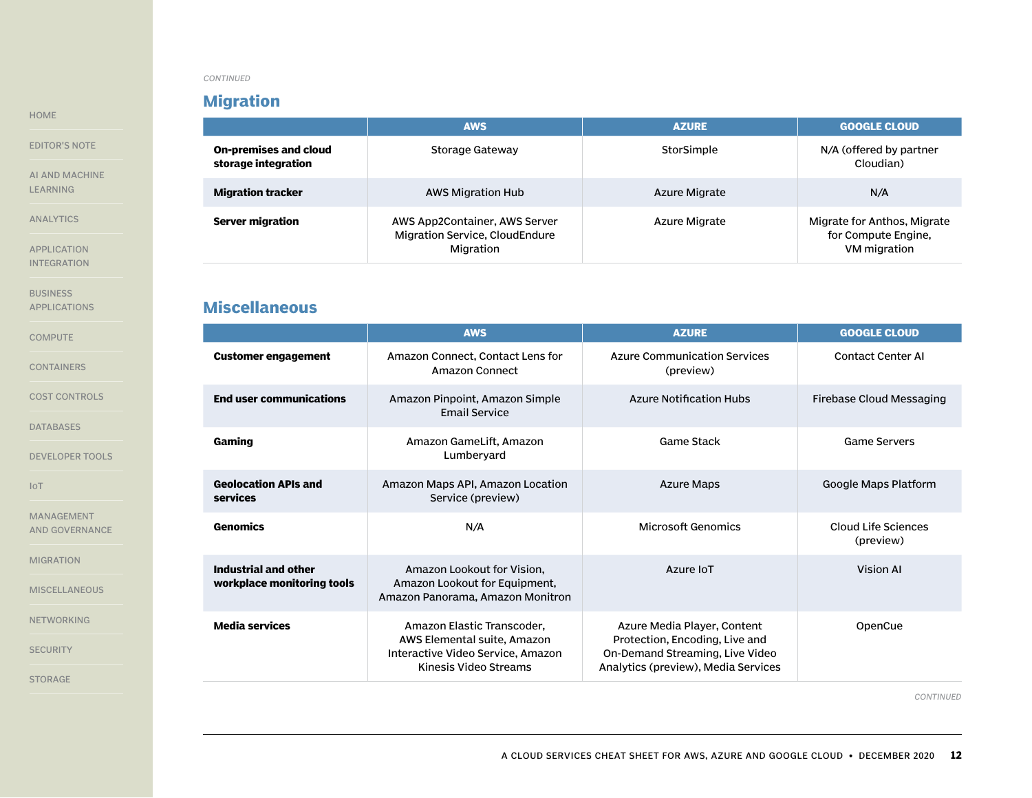*CONTINUED*

## Migration

| | AWS | AZURE | GOOGLE CLOUD |
|---|---|---|---|
| **On-premises and cloud storage integration** | Storage Gateway | StorSimple | N/A (offered by partner Cloudian) |
| **Migration tracker** | AWS Migration Hub | Azure Migrate | N/A |
| **Server migration** | AWS App2Container, AWS Server Migration Service, CloudEndure Migration | Azure Migrate | Migrate for Anthos, Migrate for Compute Engine, VM migration |

## Miscellaneous

| | AWS | AZURE | GOOGLE CLOUD |
|---|---|---|---|
| **Customer engagement** | Amazon Connect, Contact Lens for Amazon Connect | Azure Communication Services (preview) | Contact Center AI |
| **End user communications** | Amazon Pinpoint, Amazon Simple Email Service | Azure Notification Hubs | Firebase Cloud Messaging |
| **Gaming** | Amazon GameLift, Amazon Lumberyard | Game Stack | Game Servers |
| **Geolocation APIs and services** | Amazon Maps API, Amazon Location Service (preview) | Azure Maps | Google Maps Platform |
| **Genomics** | N/A | Microsoft Genomics | Cloud Life Sciences (preview) |
| **Industrial and other workplace monitoring tools** | Amazon Lookout for Vision, Amazon Lookout for Equipment, Amazon Panorama, Amazon Monitron | Azure IoT | Vision AI |
| **Media services** | Amazon Elastic Transcoder, AWS Elemental suite, Amazon Interactive Video Service, Amazon Kinesis Video Streams | Azure Media Player, Content Protection, Encoding, Live and On-Demand Streaming, Live Video Analytics (preview), Media Services | OpenCue |

*CONTINUED*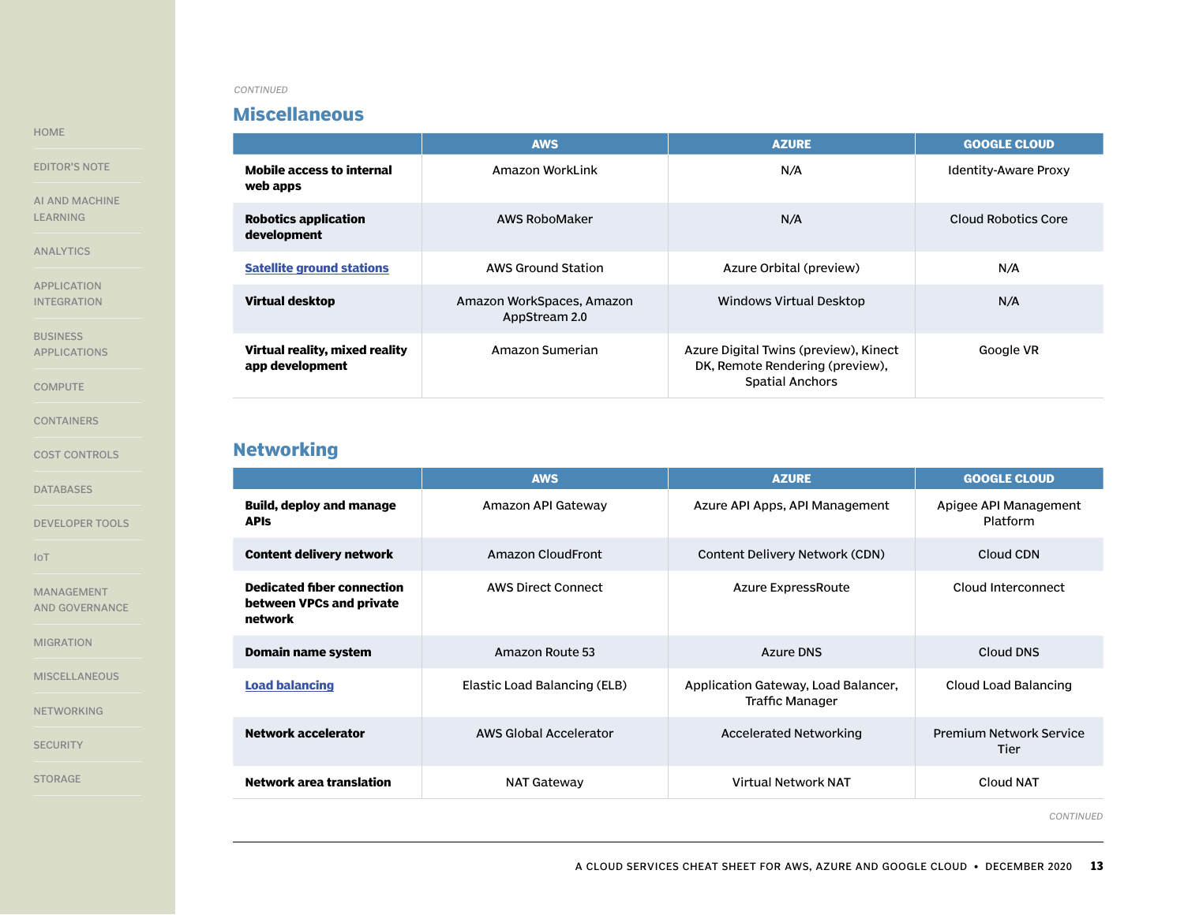*CONTINUED*

## Miscellaneous

| | AWS | AZURE | GOOGLE CLOUD |
|---|---|---|---|
| **Mobile access to internal web apps** | Amazon WorkLink | N/A | Identity-Aware Proxy |
| **Robotics application development** | AWS RoboMaker | N/A | Cloud Robotics Core |
| **Satellite ground stations** | AWS Ground Station | Azure Orbital (preview) | N/A |
| **Virtual desktop** | Amazon WorkSpaces, Amazon AppStream 2.0 | Windows Virtual Desktop | N/A |
| **Virtual reality, mixed reality app development** | Amazon Sumerian | Azure Digital Twins (preview), Kinect DK, Remote Rendering (preview), Spatial Anchors | Google VR |

## Networking

| | AWS | AZURE | GOOGLE CLOUD |
|---|---|---|---|
| **Build, deploy and manage APIs** | Amazon API Gateway | Azure API Apps, API Management | Apigee API Management Platform |
| **Content delivery network** | Amazon CloudFront | Content Delivery Network (CDN) | Cloud CDN |
| **Dedicated fiber connection between VPCs and private network** | AWS Direct Connect | Azure ExpressRoute | Cloud Interconnect |
| **Domain name system** | Amazon Route 53 | Azure DNS | Cloud DNS |
| **Load balancing** | Elastic Load Balancing (ELB) | Application Gateway, Load Balancer, Traffic Manager | Cloud Load Balancing |
| **Network accelerator** | AWS Global Accelerator | Accelerated Networking | Premium Network Service Tier |
| **Network area translation** | NAT Gateway | Virtual Network NAT | Cloud NAT |

*CONTINUED*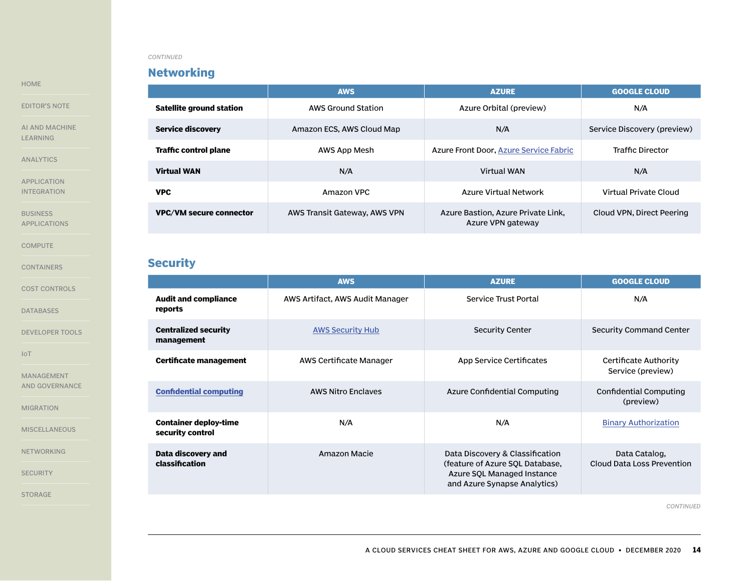*CONTINUED*

## Networking

| | AWS | AZURE | GOOGLE CLOUD |
|---|---|---|---|
| **Satellite ground station** | AWS Ground Station | Azure Orbital (preview) | N/A |
| **Service discovery** | Amazon ECS, AWS Cloud Map | N/A | Service Discovery (preview) |
| **Traffic control plane** | AWS App Mesh | Azure Front Door, Azure Service Fabric | Traffic Director |
| **Virtual WAN** | N/A | Virtual WAN | N/A |
| **VPC** | Amazon VPC | Azure Virtual Network | Virtual Private Cloud |
| **VPC/VM secure connector** | AWS Transit Gateway, AWS VPN | Azure Bastion, Azure Private Link, Azure VPN gateway | Cloud VPN, Direct Peering |

## Security

| | AWS | AZURE | GOOGLE CLOUD |
|---|---|---|---|
| **Audit and compliance reports** | AWS Artifact, AWS Audit Manager | Service Trust Portal | N/A |
| **Centralized security management** | AWS Security Hub | Security Center | Security Command Center |
| **Certificate management** | AWS Certificate Manager | App Service Certificates | Certificate Authority Service (preview) |
| **Confidential computing** | AWS Nitro Enclaves | Azure Confidential Computing | Confidential Computing (preview) |
| **Container deploy-time security control** | N/A | N/A | Binary Authorization |
| **Data discovery and classification** | Amazon Macie | Data Discovery & Classification (feature of Azure SQL Database, Azure SQL Managed Instance and Azure Synapse Analytics) | Data Catalog, Cloud Data Loss Prevention |

*CONTINUED*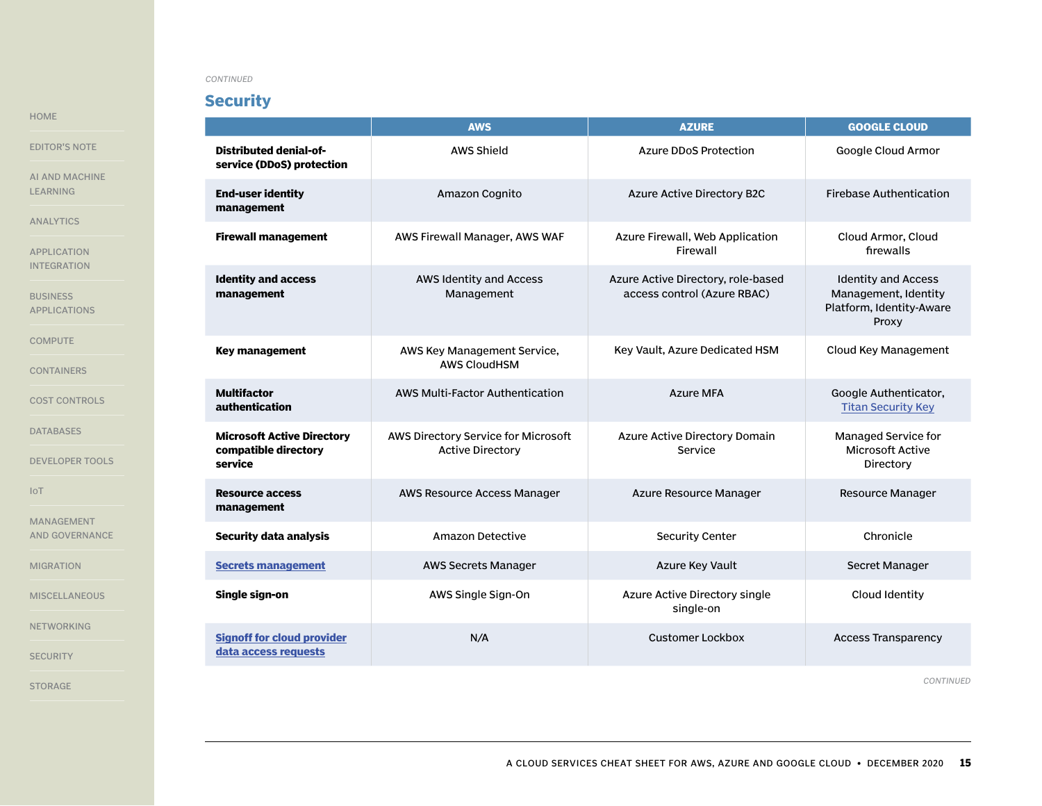*CONTINUED*

## Security

| | AWS | AZURE | GOOGLE CLOUD |
|---|---|---|---|
| **Distributed denial-of-service (DDoS) protection** | AWS Shield | Azure DDoS Protection | Google Cloud Armor |
| **End-user identity management** | Amazon Cognito | Azure Active Directory B2C | Firebase Authentication |
| **Firewall management** | AWS Firewall Manager, AWS WAF | Azure Firewall, Web Application Firewall | Cloud Armor, Cloud firewalls |
| **Identity and access management** | AWS Identity and Access Management | Azure Active Directory, role-based access control (Azure RBAC) | Identity and Access Management, Identity Platform, Identity-Aware Proxy |
| **Key management** | AWS Key Management Service, AWS CloudHSM | Key Vault, Azure Dedicated HSM | Cloud Key Management |
| **Multifactor authentication** | AWS Multi-Factor Authentication | Azure MFA | Google Authenticator, Titan Security Key |
| **Microsoft Active Directory compatible directory service** | AWS Directory Service for Microsoft Active Directory | Azure Active Directory Domain Service | Managed Service for Microsoft Active Directory |
| **Resource access management** | AWS Resource Access Manager | Azure Resource Manager | Resource Manager |
| **Security data analysis** | Amazon Detective | Security Center | Chronicle |
| **Secrets management** | AWS Secrets Manager | Azure Key Vault | Secret Manager |
| **Single sign-on** | AWS Single Sign-On | Azure Active Directory single single-on | Cloud Identity |
| **Signoff for cloud provider data access requests** | N/A | Customer Lockbox | Access Transparency |

*CONTINUED*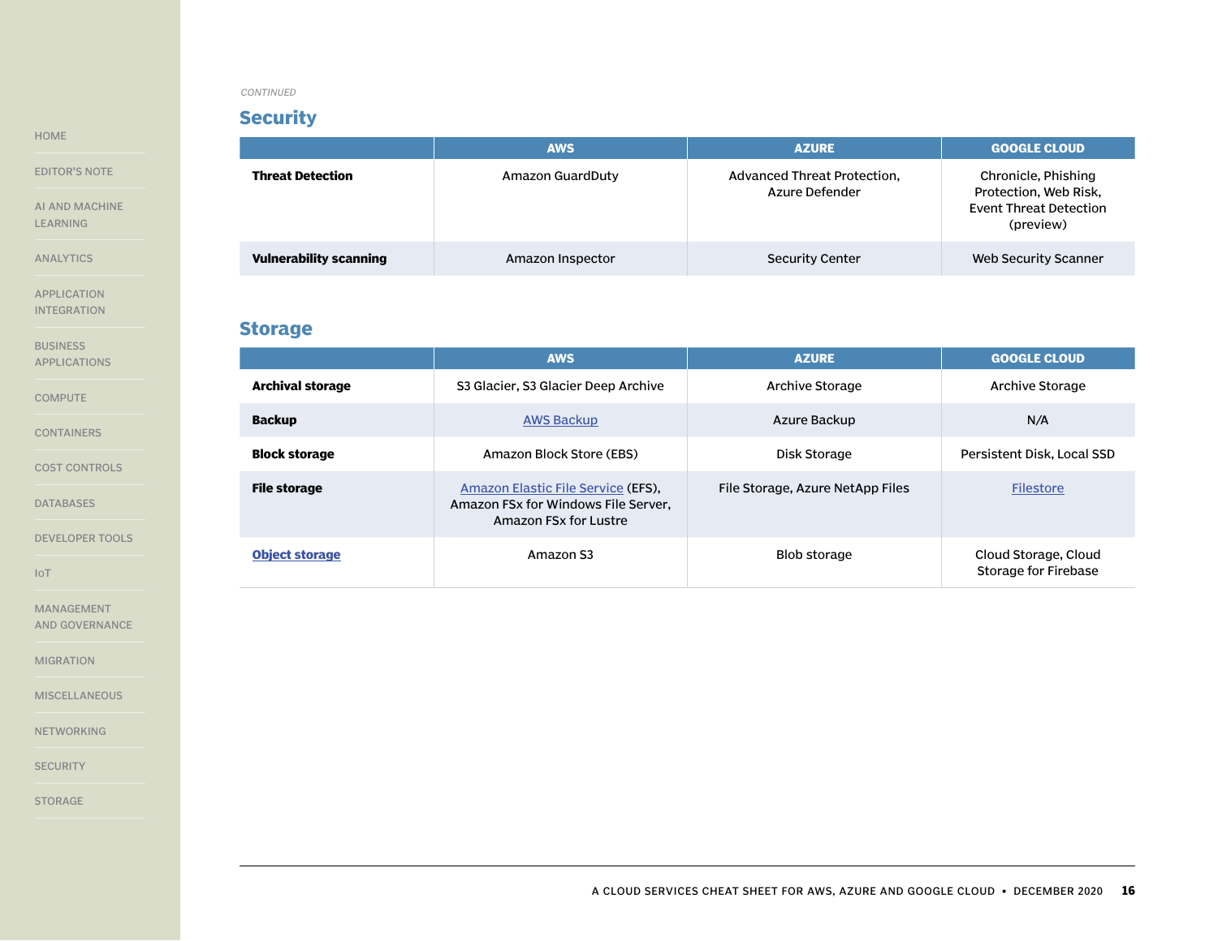*CONTINUED*

## Security

| | AWS | AZURE | GOOGLE CLOUD |
|---|---|---|---|
| **Threat Detection** | Amazon GuardDuty | Advanced Threat Protection, Azure Defender | Chronicle, Phishing Protection, Web Risk, Event Threat Detection (preview) |
| **Vulnerability scanning** | Amazon Inspector | Security Center | Web Security Scanner |

## Storage

| | AWS | AZURE | GOOGLE CLOUD |
|---|---|---|---|
| **Archival storage** | S3 Glacier, S3 Glacier Deep Archive | Archive Storage | Archive Storage |
| **Backup** | AWS Backup | Azure Backup | N/A |
| **Block storage** | Amazon Block Store (EBS) | Disk Storage | Persistent Disk, Local SSD |
| **File storage** | Amazon Elastic File Service (EFS), Amazon FSx for Windows File Server, Amazon FSx for Lustre | File Storage, Azure NetApp Files | Filestore |
| **Object storage** | Amazon S3 | Blob storage | Cloud Storage, Cloud Storage for Firebase |